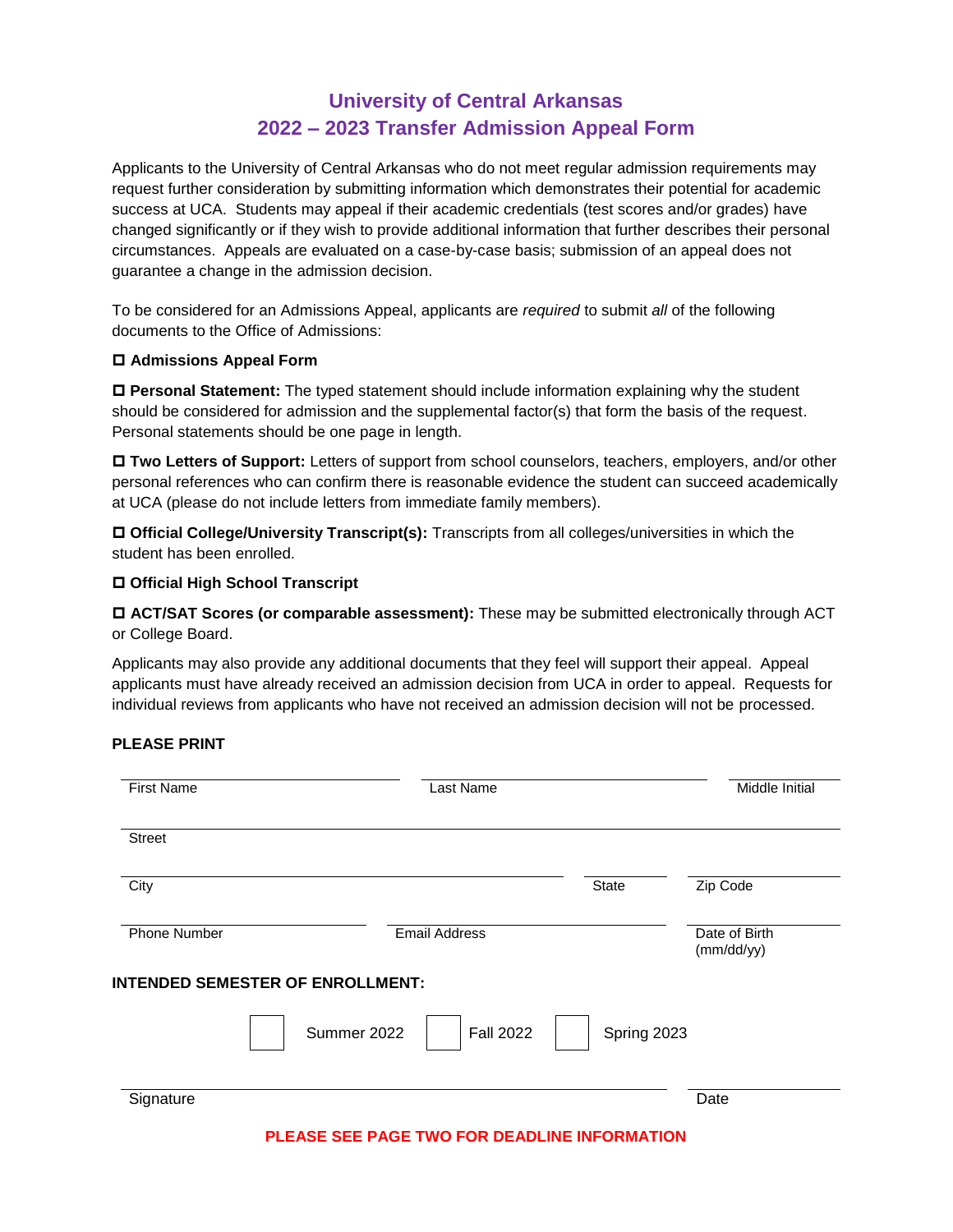# University of Central Arkansas
## 2022 – 2023 Transfer Admission Appeal Form

Applicants to the University of Central Arkansas who do not meet regular admission requirements may request further consideration by submitting information which demonstrates their potential for academic success at UCA. Students may appeal if their academic credentials (test scores and/or grades) have changed significantly or if they wish to provide additional information that further describes their personal circumstances. Appeals are evaluated on a case-by-case basis; submission of an appeal does not guarantee a change in the admission decision.

To be considered for an Admissions Appeal, applicants are *required* to submit *all* of the following documents to the Office of Admissions:

☐ **Admissions Appeal Form**

☐ **Personal Statement:** The typed statement should include information explaining why the student should be considered for admission and the supplemental factor(s) that form the basis of the request. Personal statements should be one page in length.

☐ **Two Letters of Support:** Letters of support from school counselors, teachers, employers, and/or other personal references who can confirm there is reasonable evidence the student can succeed academically at UCA (please do not include letters from immediate family members).

☐ **Official College/University Transcript(s):** Transcripts from all colleges/universities in which the student has been enrolled.

☐ **Official High School Transcript**

☐ **ACT/SAT Scores (or comparable assessment):** These may be submitted electronically through ACT or College Board.

Applicants may also provide any additional documents that they feel will support their appeal. Appeal applicants must have already received an admission decision from UCA in order to appeal. Requests for individual reviews from applicants who have not received an admission decision will not be processed.

**PLEASE PRINT**

First Name ______________________ Last Name ______________________ Middle Initial ______

Street ______________________________________________

City ______________________ State ______ Zip Code ______

Phone Number ______________ Email Address ______________ Date of Birth (mm/dd/yy) ______

**INTENDED SEMESTER OF ENROLLMENT:**

☐ Summer 2022 ☐ Fall 2022 ☐ Spring 2023

Signature ______________________________________ Date ______________

**PLEASE SEE PAGE TWO FOR DEADLINE INFORMATION**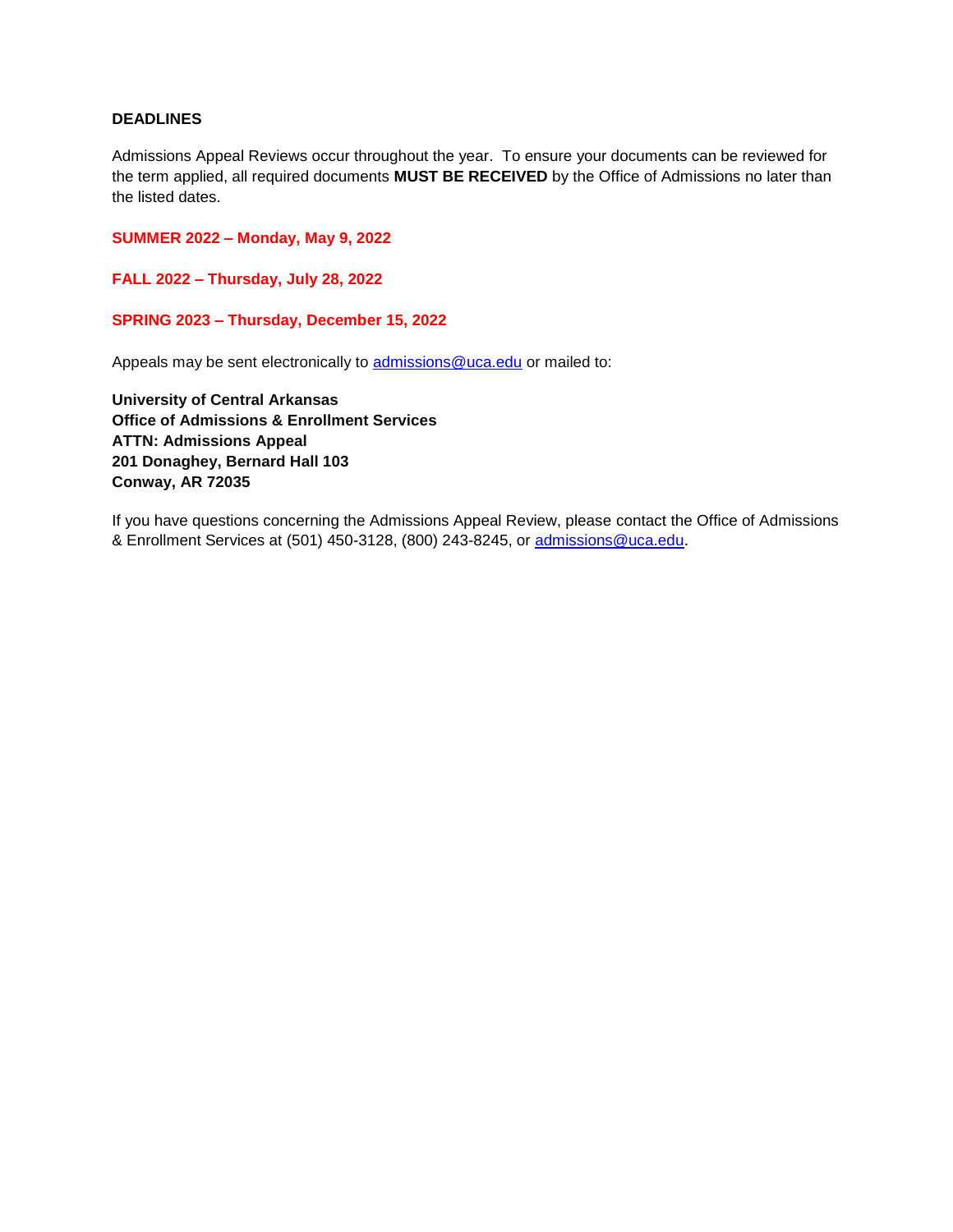**DEADLINES**

Admissions Appeal Reviews occur throughout the year. To ensure your documents can be reviewed for the term applied, all required documents **MUST BE RECEIVED** by the Office of Admissions no later than the listed dates.

**SUMMER 2022 – Monday, May 9, 2022**

**FALL 2022 – Thursday, July 28, 2022**

**SPRING 2023 – Thursday, December 15, 2022**

Appeals may be sent electronically to admissions@uca.edu or mailed to:

**University of Central Arkansas**
**Office of Admissions & Enrollment Services**
**ATTN: Admissions Appeal**
**201 Donaghey, Bernard Hall 103**
**Conway, AR 72035**

If you have questions concerning the Admissions Appeal Review, please contact the Office of Admissions & Enrollment Services at (501) 450-3128, (800) 243-8245, or admissions@uca.edu.